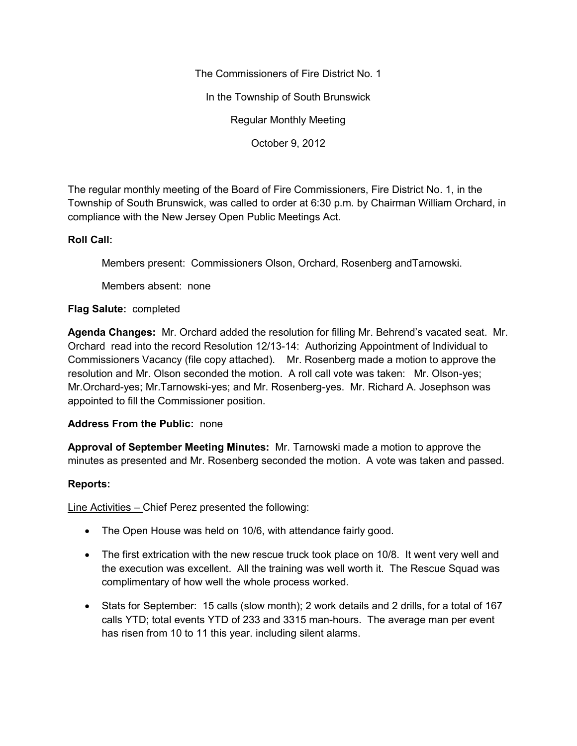The Commissioners of Fire District No. 1

In the Township of South Brunswick

Regular Monthly Meeting

October 9, 2012

The regular monthly meeting of the Board of Fire Commissioners, Fire District No. 1, in the Township of South Brunswick, was called to order at 6:30 p.m. by Chairman William Orchard, in compliance with the New Jersey Open Public Meetings Act.

**Roll Call:**

Members present: Commissioners Olson, Orchard, Rosenberg andTarnowski.

Members absent: none

**Flag Salute:** completed

**Agenda Changes:** Mr. Orchard added the resolution for filling Mr. Behrend's vacated seat. Mr. Orchard read into the record Resolution 12/13-14: Authorizing Appointment of Individual to Commissioners Vacancy (file copy attached). Mr. Rosenberg made a motion to approve the resolution and Mr. Olson seconded the motion. A roll call vote was taken: Mr. Olson-yes; Mr.Orchard-yes; Mr.Tarnowski-yes; and Mr. Rosenberg-yes. Mr. Richard A. Josephson was appointed to fill the Commissioner position.

**Address From the Public:** none

**Approval of September Meeting Minutes:** Mr. Tarnowski made a motion to approve the minutes as presented and Mr. Rosenberg seconded the motion. A vote was taken and passed.

**Reports:**

Line Activities – Chief Perez presented the following:

- The Open House was held on 10/6, with attendance fairly good.
- The first extrication with the new rescue truck took place on 10/8. It went very well and the execution was excellent. All the training was well worth it. The Rescue Squad was complimentary of how well the whole process worked.
- Stats for September: 15 calls (slow month); 2 work details and 2 drills, for a total of 167 calls YTD; total events YTD of 233 and 3315 man-hours. The average man per event has risen from 10 to 11 this year. including silent alarms.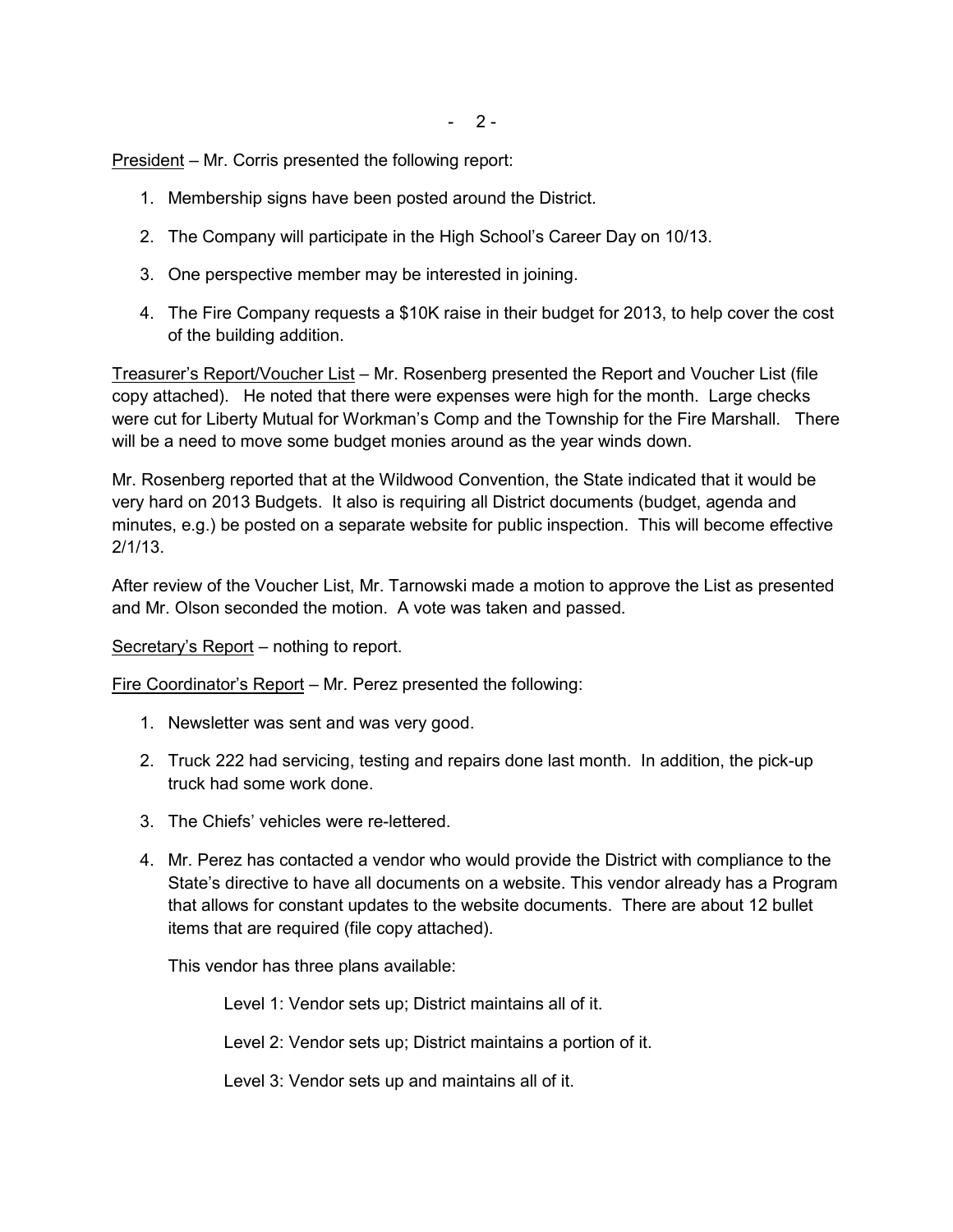President – Mr. Corris presented the following report:

1. Membership signs have been posted around the District.
2. The Company will participate in the High School's Career Day on 10/13.
3. One perspective member may be interested in joining.
4. The Fire Company requests a $10K raise in their budget for 2013, to help cover the cost of the building addition.

Treasurer's Report/Voucher List – Mr. Rosenberg presented the Report and Voucher List (file copy attached). He noted that there were expenses were high for the month. Large checks were cut for Liberty Mutual for Workman's Comp and the Township for the Fire Marshall. There will be a need to move some budget monies around as the year winds down.

Mr. Rosenberg reported that at the Wildwood Convention, the State indicated that it would be very hard on 2013 Budgets. It also is requiring all District documents (budget, agenda and minutes, e.g.) be posted on a separate website for public inspection. This will become effective 2/1/13.

After review of the Voucher List, Mr. Tarnowski made a motion to approve the List as presented and Mr. Olson seconded the motion. A vote was taken and passed.

Secretary's Report – nothing to report.

Fire Coordinator's Report – Mr. Perez presented the following:

1. Newsletter was sent and was very good.
2. Truck 222 had servicing, testing and repairs done last month. In addition, the pick-up truck had some work done.
3. The Chiefs' vehicles were re-lettered.
4. Mr. Perez has contacted a vendor who would provide the District with compliance to the State's directive to have all documents on a website. This vendor already has a Program that allows for constant updates to the website documents. There are about 12 bullet items that are required (file copy attached).

   This vendor has three plans available:

   Level 1: Vendor sets up; District maintains all of it.

   Level 2: Vendor sets up; District maintains a portion of it.

   Level 3: Vendor sets up and maintains all of it.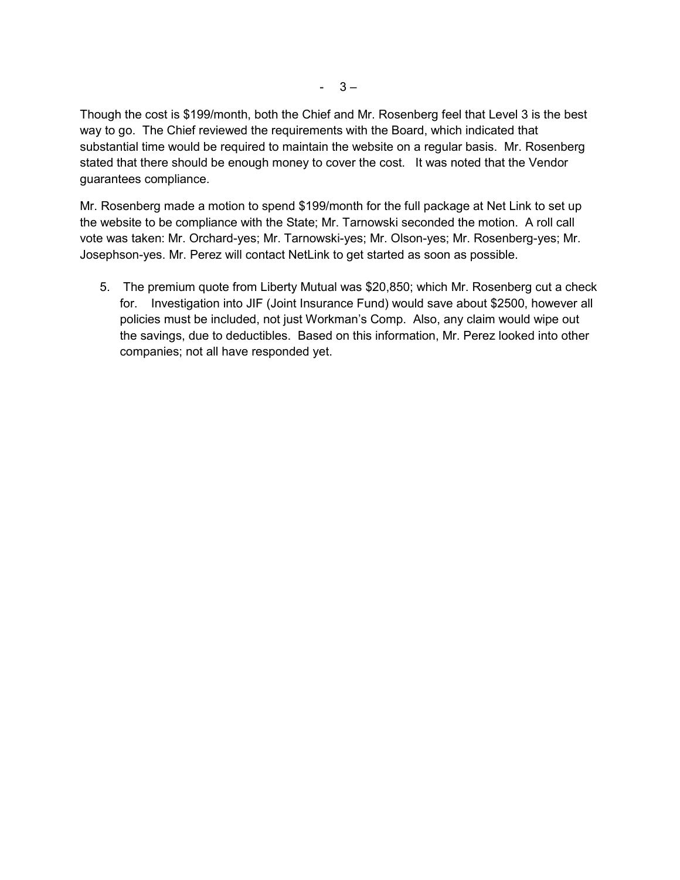Though the cost is $199/month, both the Chief and Mr. Rosenberg feel that Level 3 is the best way to go. The Chief reviewed the requirements with the Board, which indicated that substantial time would be required to maintain the website on a regular basis. Mr. Rosenberg stated that there should be enough money to cover the cost. It was noted that the Vendor guarantees compliance.

Mr. Rosenberg made a motion to spend $199/month for the full package at Net Link to set up the website to be compliance with the State; Mr. Tarnowski seconded the motion. A roll call vote was taken: Mr. Orchard-yes; Mr. Tarnowski-yes; Mr. Olson-yes; Mr. Rosenberg-yes; Mr. Josephson-yes. Mr. Perez will contact NetLink to get started as soon as possible.

5. The premium quote from Liberty Mutual was $20,850; which Mr. Rosenberg cut a check for. Investigation into JIF (Joint Insurance Fund) would save about $2500, however all policies must be included, not just Workman's Comp. Also, any claim would wipe out the savings, due to deductibles. Based on this information, Mr. Perez looked into other companies; not all have responded yet.